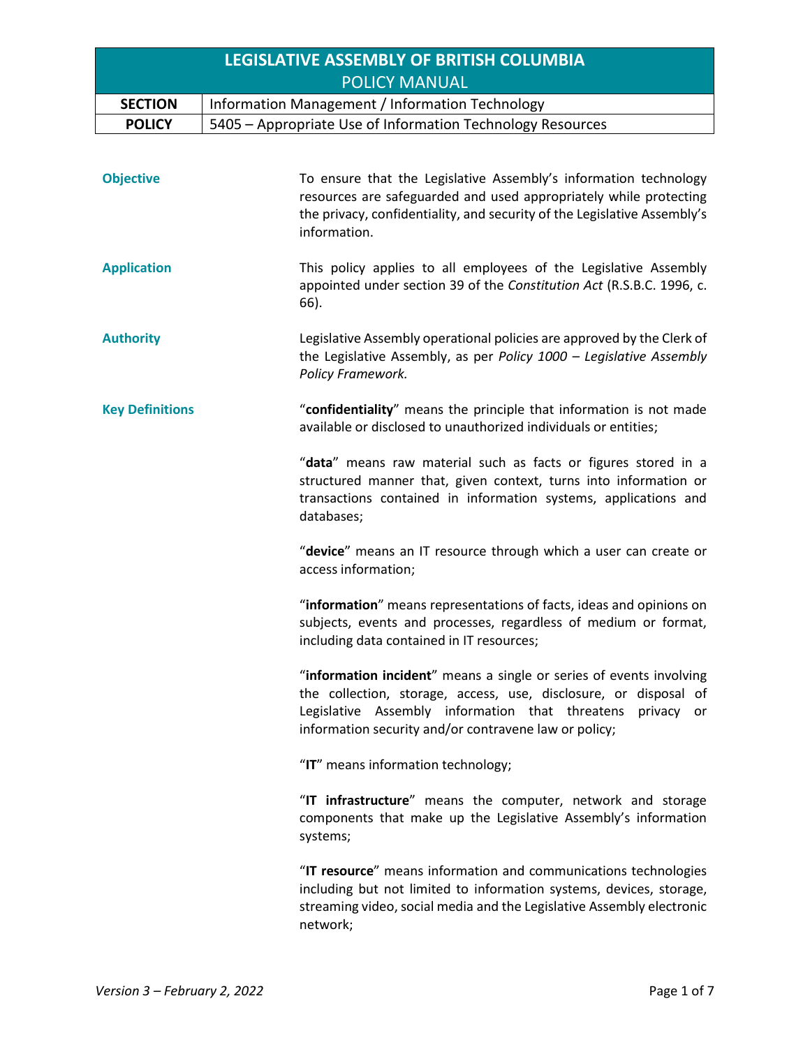# LEGISLATIVE ASSEMBLY OF BRITISH COLUMBIA
## POLICY MANUAL

| SECTION | Information Management / Information Technology |
|---|---|
| POLICY | 5405 – Appropriate Use of Information Technology Resources |

**Objective**

To ensure that the Legislative Assembly's information technology resources are safeguarded and used appropriately while protecting the privacy, confidentiality, and security of the Legislative Assembly's information.

**Application**

This policy applies to all employees of the Legislative Assembly appointed under section 39 of the *Constitution Act* (R.S.B.C. 1996, c. 66).

**Authority**

Legislative Assembly operational policies are approved by the Clerk of the Legislative Assembly, as per *Policy 1000 – Legislative Assembly Policy Framework.*

**Key Definitions**

"**confidentiality**" means the principle that information is not made available or disclosed to unauthorized individuals or entities;

"**data**" means raw material such as facts or figures stored in a structured manner that, given context, turns into information or transactions contained in information systems, applications and databases;

"**device**" means an IT resource through which a user can create or access information;

"**information**" means representations of facts, ideas and opinions on subjects, events and processes, regardless of medium or format, including data contained in IT resources;

"**information incident**" means a single or series of events involving the collection, storage, access, use, disclosure, or disposal of Legislative Assembly information that threatens privacy or information security and/or contravene law or policy;

"**IT**" means information technology;

"**IT infrastructure**" means the computer, network and storage components that make up the Legislative Assembly's information systems;

"**IT resource**" means information and communications technologies including but not limited to information systems, devices, storage, streaming video, social media and the Legislative Assembly electronic network;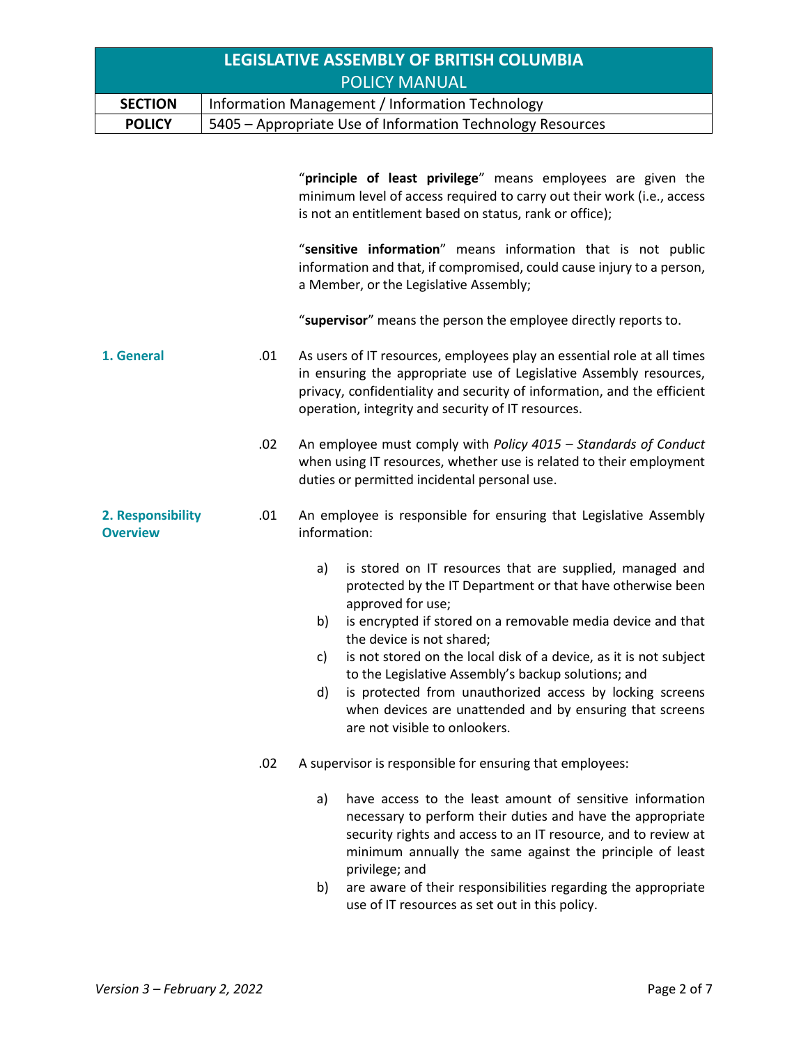"**principle of least privilege**" means employees are given the minimum level of access required to carry out their work (i.e., access is not an entitlement based on status, rank or office);

"**sensitive information**" means information that is not public information and that, if compromised, could cause injury to a person, a Member, or the Legislative Assembly;

"**supervisor**" means the person the employee directly reports to.

## 1. General

.01 As users of IT resources, employees play an essential role at all times in ensuring the appropriate use of Legislative Assembly resources, privacy, confidentiality and security of information, and the efficient operation, integrity and security of IT resources.

.02 An employee must comply with *Policy 4015 – Standards of Conduct* when using IT resources, whether use is related to their employment duties or permitted incidental personal use.

## 2. Responsibility Overview

.01 An employee is responsible for ensuring that Legislative Assembly information:

a) is stored on IT resources that are supplied, managed and protected by the IT Department or that have otherwise been approved for use;
b) is encrypted if stored on a removable media device and that the device is not shared;
c) is not stored on the local disk of a device, as it is not subject to the Legislative Assembly's backup solutions; and
d) is protected from unauthorized access by locking screens when devices are unattended and by ensuring that screens are not visible to onlookers.

.02 A supervisor is responsible for ensuring that employees:

a) have access to the least amount of sensitive information necessary to perform their duties and have the appropriate security rights and access to an IT resource, and to review at minimum annually the same against the principle of least privilege; and
b) are aware of their responsibilities regarding the appropriate use of IT resources as set out in this policy.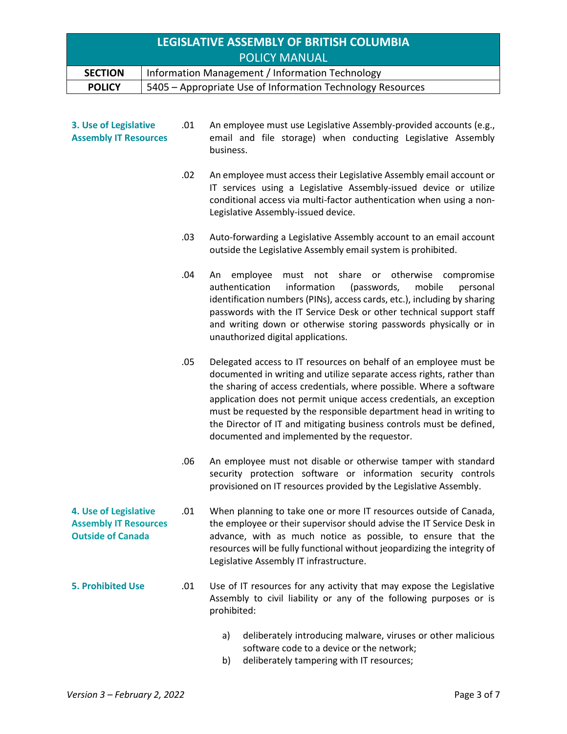### 3. Use of Legislative Assembly IT Resources

.01 An employee must use Legislative Assembly-provided accounts (e.g., email and file storage) when conducting Legislative Assembly business.

.02 An employee must access their Legislative Assembly email account or IT services using a Legislative Assembly-issued device or utilize conditional access via multi-factor authentication when using a non-Legislative Assembly-issued device.

.03 Auto-forwarding a Legislative Assembly account to an email account outside the Legislative Assembly email system is prohibited.

.04 An employee must not share or otherwise compromise authentication information (passwords, mobile personal identification numbers (PINs), access cards, etc.), including by sharing passwords with the IT Service Desk or other technical support staff and writing down or otherwise storing passwords physically or in unauthorized digital applications.

.05 Delegated access to IT resources on behalf of an employee must be documented in writing and utilize separate access rights, rather than the sharing of access credentials, where possible. Where a software application does not permit unique access credentials, an exception must be requested by the responsible department head in writing to the Director of IT and mitigating business controls must be defined, documented and implemented by the requestor.

.06 An employee must not disable or otherwise tamper with standard security protection software or information security controls provisioned on IT resources provided by the Legislative Assembly.

### 4. Use of Legislative Assembly IT Resources Outside of Canada

.01 When planning to take one or more IT resources outside of Canada, the employee or their supervisor should advise the IT Service Desk in advance, with as much notice as possible, to ensure that the resources will be fully functional without jeopardizing the integrity of Legislative Assembly IT infrastructure.

### 5. Prohibited Use

.01 Use of IT resources for any activity that may expose the Legislative Assembly to civil liability or any of the following purposes or is prohibited:

a) deliberately introducing malware, viruses or other malicious software code to a device or the network;

b) deliberately tampering with IT resources;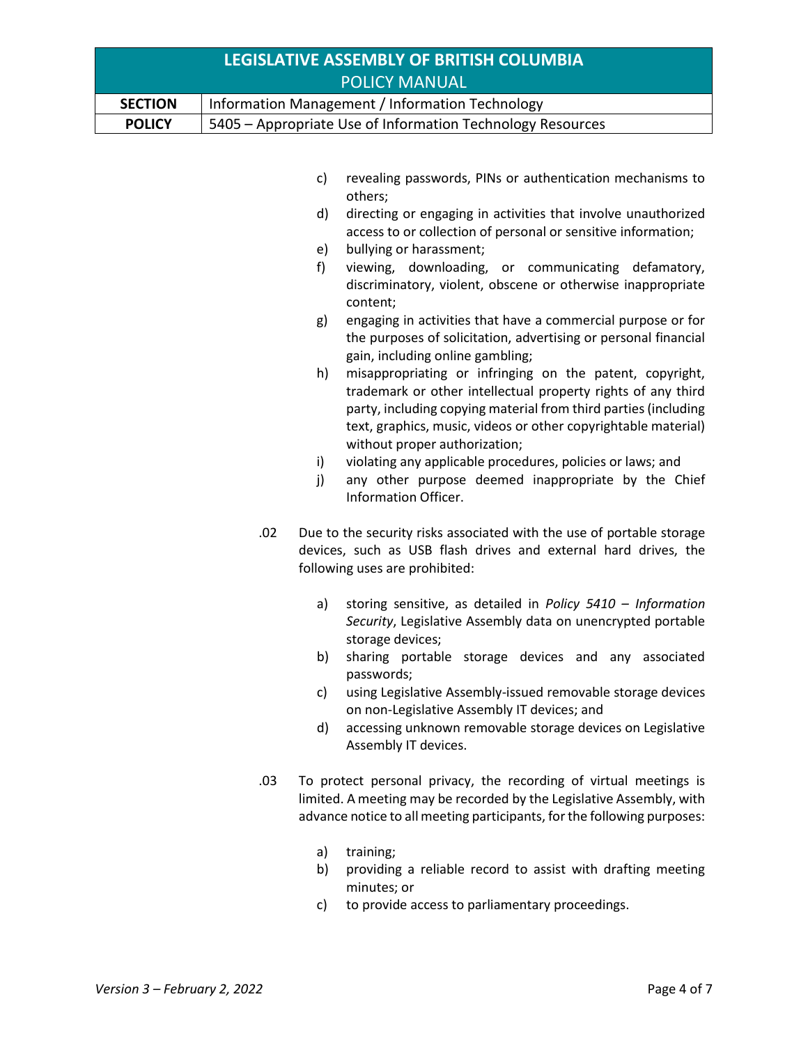c) revealing passwords, PINs or authentication mechanisms to others;

d) directing or engaging in activities that involve unauthorized access to or collection of personal or sensitive information;

e) bullying or harassment;

f) viewing, downloading, or communicating defamatory, discriminatory, violent, obscene or otherwise inappropriate content;

g) engaging in activities that have a commercial purpose or for the purposes of solicitation, advertising or personal financial gain, including online gambling;

h) misappropriating or infringing on the patent, copyright, trademark or other intellectual property rights of any third party, including copying material from third parties (including text, graphics, music, videos or other copyrightable material) without proper authorization;

i) violating any applicable procedures, policies or laws; and

j) any other purpose deemed inappropriate by the Chief Information Officer.

.02 Due to the security risks associated with the use of portable storage devices, such as USB flash drives and external hard drives, the following uses are prohibited:

a) storing sensitive, as detailed in *Policy 5410 – Information Security*, Legislative Assembly data on unencrypted portable storage devices;

b) sharing portable storage devices and any associated passwords;

c) using Legislative Assembly-issued removable storage devices on non-Legislative Assembly IT devices; and

d) accessing unknown removable storage devices on Legislative Assembly IT devices.

.03 To protect personal privacy, the recording of virtual meetings is limited. A meeting may be recorded by the Legislative Assembly, with advance notice to all meeting participants, for the following purposes:

a) training;

b) providing a reliable record to assist with drafting meeting minutes; or

c) to provide access to parliamentary proceedings.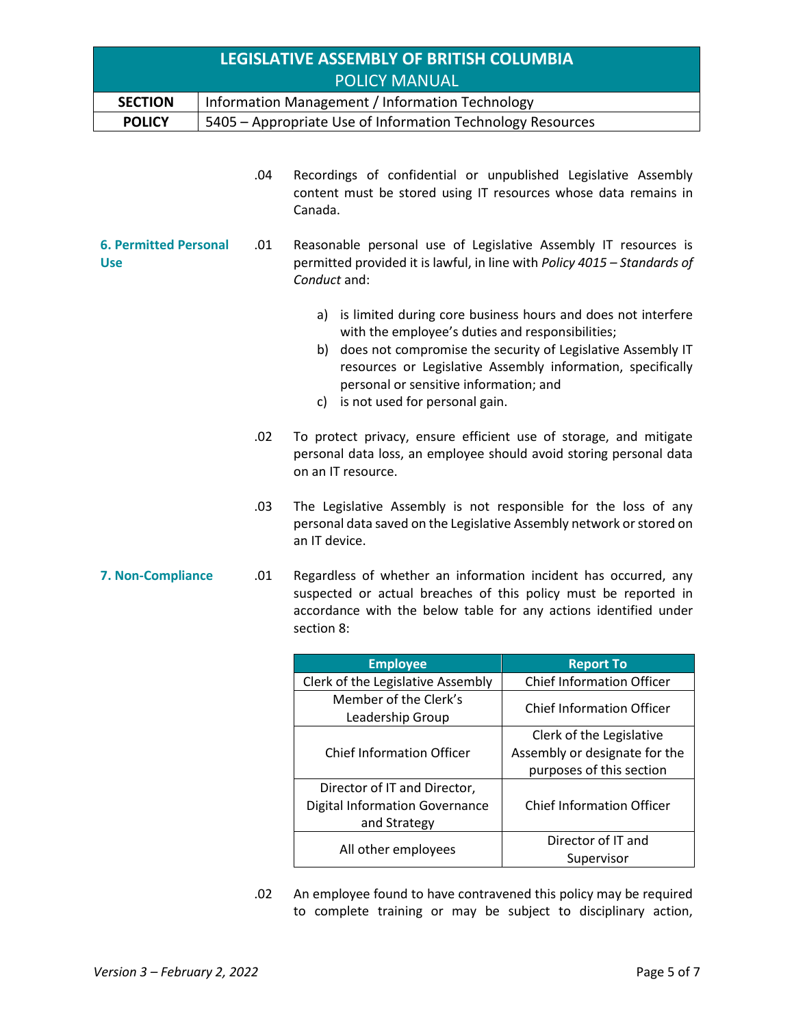.04 Recordings of confidential or unpublished Legislative Assembly content must be stored using IT resources whose data remains in Canada.

## 6. Permitted Personal Use

.01 Reasonable personal use of Legislative Assembly IT resources is permitted provided it is lawful, in line with *Policy 4015 – Standards of Conduct* and:

a) is limited during core business hours and does not interfere with the employee's duties and responsibilities;
b) does not compromise the security of Legislative Assembly IT resources or Legislative Assembly information, specifically personal or sensitive information; and
c) is not used for personal gain.

.02 To protect privacy, ensure efficient use of storage, and mitigate personal data loss, an employee should avoid storing personal data on an IT resource.

.03 The Legislative Assembly is not responsible for the loss of any personal data saved on the Legislative Assembly network or stored on an IT device.

## 7. Non-Compliance

.01 Regardless of whether an information incident has occurred, any suspected or actual breaches of this policy must be reported in accordance with the below table for any actions identified under section 8:

| Employee | Report To |
|---|---|
| Clerk of the Legislative Assembly | Chief Information Officer |
| Member of the Clerk's Leadership Group | Chief Information Officer |
| Chief Information Officer | Clerk of the Legislative Assembly or designate for the purposes of this section |
| Director of IT and Director, Digital Information Governance and Strategy | Chief Information Officer |
| All other employees | Director of IT and Supervisor |

.02 An employee found to have contravened this policy may be required to complete training or may be subject to disciplinary action,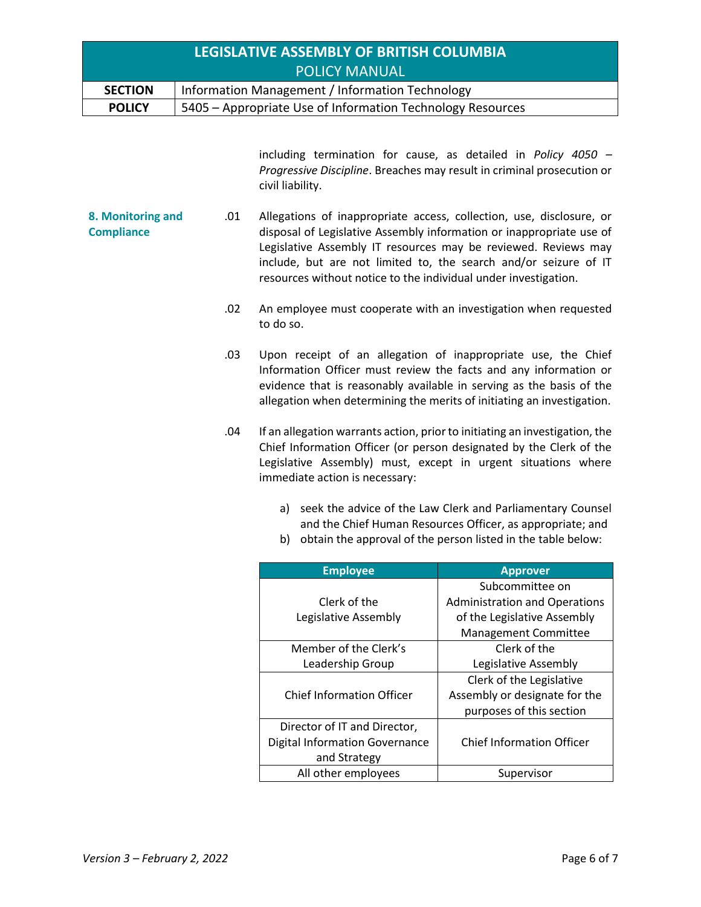including termination for cause, as detailed in *Policy 4050 – Progressive Discipline*. Breaches may result in criminal prosecution or civil liability.

**8. Monitoring and Compliance**

.01 Allegations of inappropriate access, collection, use, disclosure, or disposal of Legislative Assembly information or inappropriate use of Legislative Assembly IT resources may be reviewed. Reviews may include, but are not limited to, the search and/or seizure of IT resources without notice to the individual under investigation.

.02 An employee must cooperate with an investigation when requested to do so.

.03 Upon receipt of an allegation of inappropriate use, the Chief Information Officer must review the facts and any information or evidence that is reasonably available in serving as the basis of the allegation when determining the merits of initiating an investigation.

.04 If an allegation warrants action, prior to initiating an investigation, the Chief Information Officer (or person designated by the Clerk of the Legislative Assembly) must, except in urgent situations where immediate action is necessary:

a) seek the advice of the Law Clerk and Parliamentary Counsel and the Chief Human Resources Officer, as appropriate; and
b) obtain the approval of the person listed in the table below:

| Employee | Approver |
|---|---|
| Clerk of the Legislative Assembly | Subcommittee on Administration and Operations of the Legislative Assembly Management Committee |
| Member of the Clerk's Leadership Group | Clerk of the Legislative Assembly |
| Chief Information Officer | Clerk of the Legislative Assembly or designate for the purposes of this section |
| Director of IT and Director, Digital Information Governance and Strategy | Chief Information Officer |
| All other employees | Supervisor |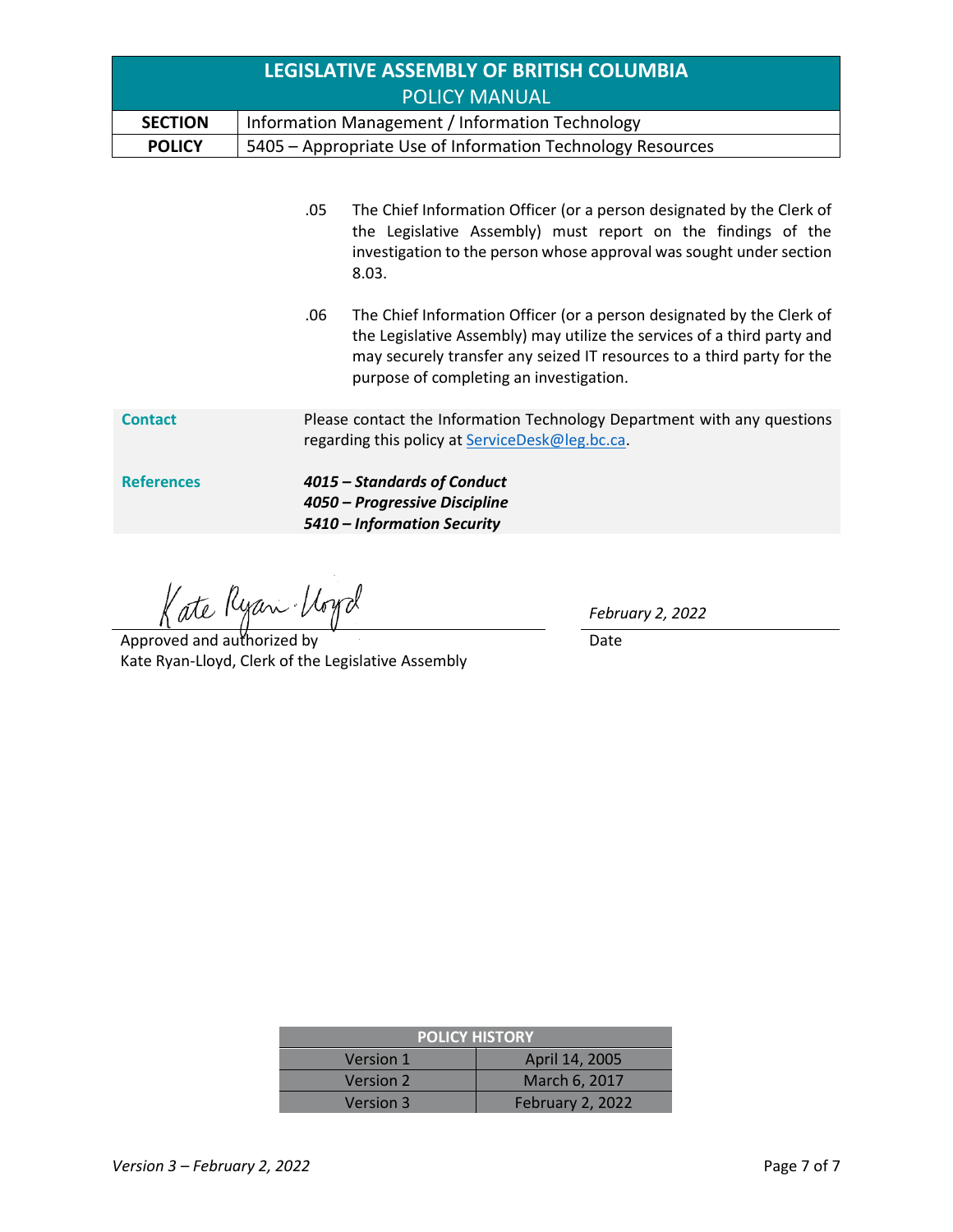.05 The Chief Information Officer (or a person designated by the Clerk of the Legislative Assembly) must report on the findings of the investigation to the person whose approval was sought under section 8.03.

.06 The Chief Information Officer (or a person designated by the Clerk of the Legislative Assembly) may utilize the services of a third party and may securely transfer any seized IT resources to a third party for the purpose of completing an investigation.

**Contact**

Please contact the Information Technology Department with any questions regarding this policy at ServiceDesk@leg.bc.ca.

**References**

***4015 – Standards of Conduct***
***4050 – Progressive Discipline***
***5410 – Information Security***

Kate Ryan-Lloyd

Approved and authorized by
Kate Ryan-Lloyd, Clerk of the Legislative Assembly

*February 2, 2022*
Date

| POLICY HISTORY | |
|---|---|
| Version 1 | April 14, 2005 |
| Version 2 | March 6, 2017 |
| Version 3 | February 2, 2022 |